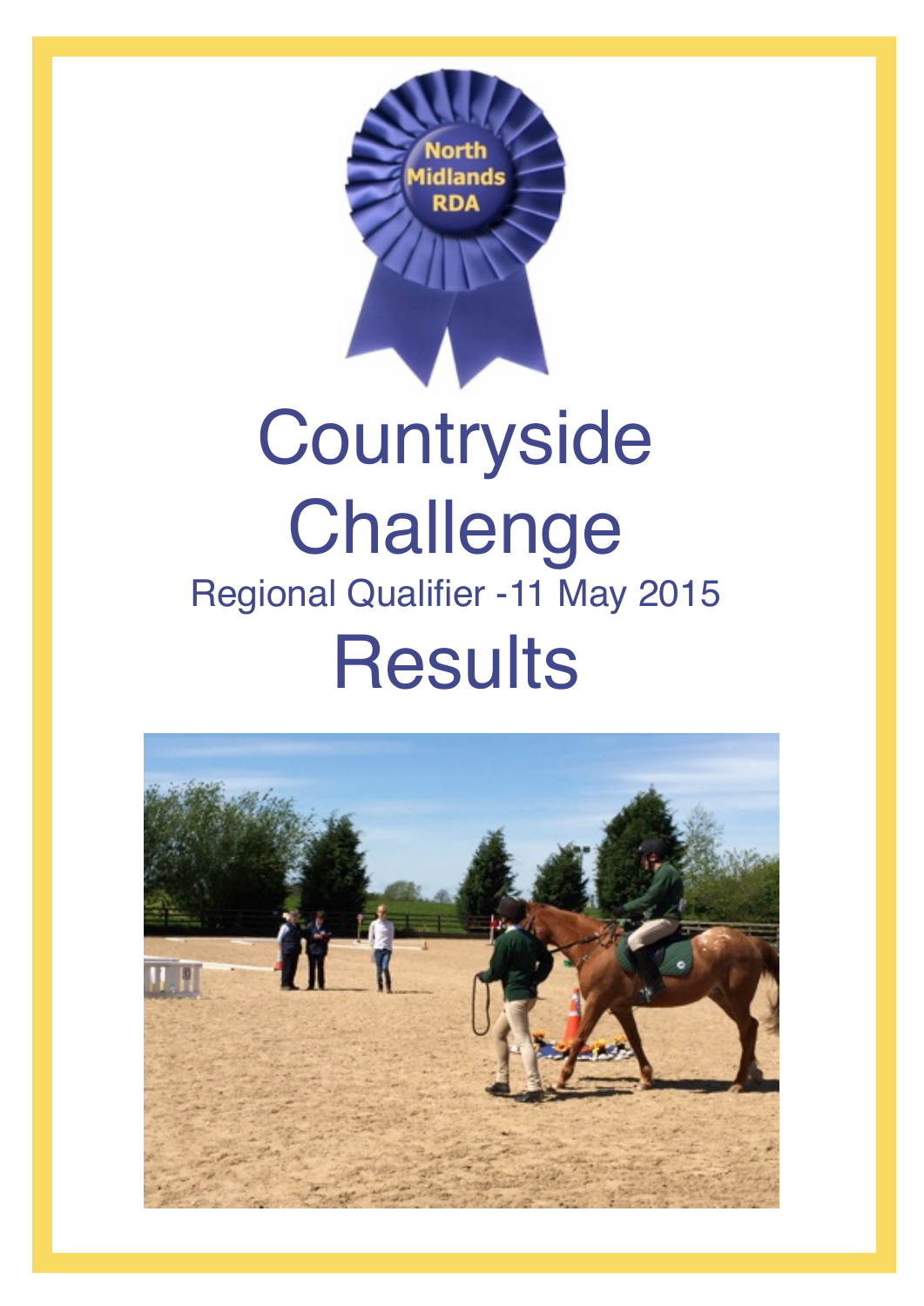North Midlands RDA

# Countryside Challenge

Regional Qualifier -11 May 2015

# Results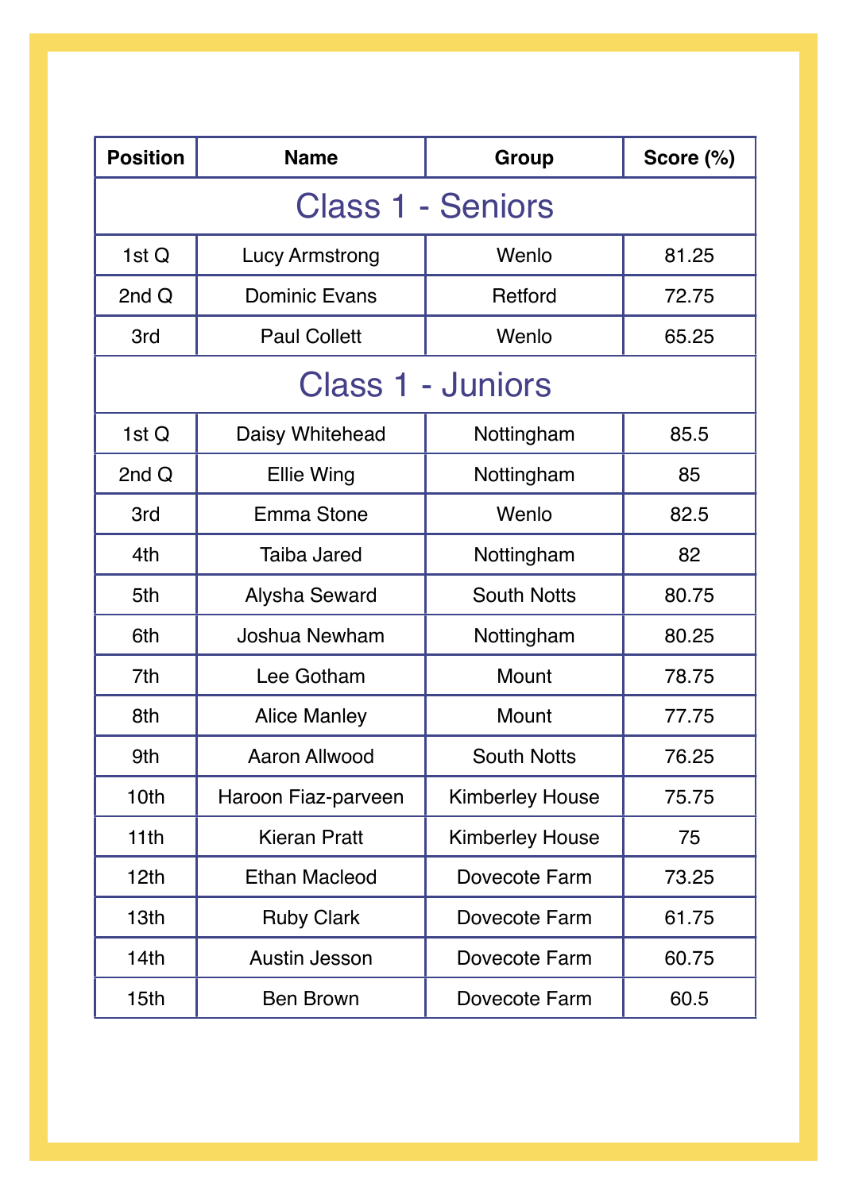| Position | Name | Group | Score (%) |
|---|---|---|---|
| **Class 1 - Seniors** | | | |
| 1st Q | Lucy Armstrong | Wenlo | 81.25 |
| 2nd Q | Dominic Evans | Retford | 72.75 |
| 3rd | Paul Collett | Wenlo | 65.25 |
| **Class 1 - Juniors** | | | |
| 1st Q | Daisy Whitehead | Nottingham | 85.5 |
| 2nd Q | Ellie Wing | Nottingham | 85 |
| 3rd | Emma Stone | Wenlo | 82.5 |
| 4th | Taiba Jared | Nottingham | 82 |
| 5th | Alysha Seward | South Notts | 80.75 |
| 6th | Joshua Newham | Nottingham | 80.25 |
| 7th | Lee Gotham | Mount | 78.75 |
| 8th | Alice Manley | Mount | 77.75 |
| 9th | Aaron Allwood | South Notts | 76.25 |
| 10th | Haroon Fiaz-parveen | Kimberley House | 75.75 |
| 11th | Kieran Pratt | Kimberley House | 75 |
| 12th | Ethan Macleod | Dovecote Farm | 73.25 |
| 13th | Ruby Clark | Dovecote Farm | 61.75 |
| 14th | Austin Jesson | Dovecote Farm | 60.75 |
| 15th | Ben Brown | Dovecote Farm | 60.5 |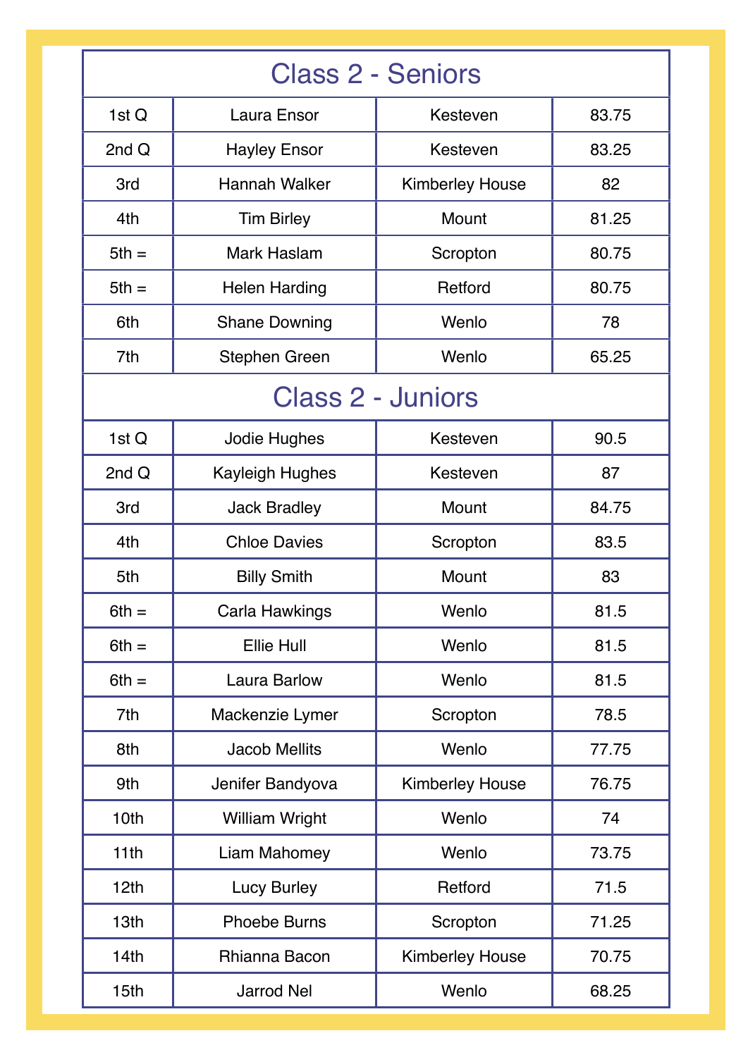## Class 2 - Seniors

| | | | |
|---|---|---|---|
| 1st Q | Laura Ensor | Kesteven | 83.75 |
| 2nd Q | Hayley Ensor | Kesteven | 83.25 |
| 3rd | Hannah Walker | Kimberley House | 82 |
| 4th | Tim Birley | Mount | 81.25 |
| 5th = | Mark Haslam | Scropton | 80.75 |
| 5th = | Helen Harding | Retford | 80.75 |
| 6th | Shane Downing | Wenlo | 78 |
| 7th | Stephen Green | Wenlo | 65.25 |

## Class 2 - Juniors

| | | | |
|---|---|---|---|
| 1st Q | Jodie Hughes | Kesteven | 90.5 |
| 2nd Q | Kayleigh Hughes | Kesteven | 87 |
| 3rd | Jack Bradley | Mount | 84.75 |
| 4th | Chloe Davies | Scropton | 83.5 |
| 5th | Billy Smith | Mount | 83 |
| 6th = | Carla Hawkings | Wenlo | 81.5 |
| 6th = | Ellie Hull | Wenlo | 81.5 |
| 6th = | Laura Barlow | Wenlo | 81.5 |
| 7th | Mackenzie Lymer | Scropton | 78.5 |
| 8th | Jacob Mellits | Wenlo | 77.75 |
| 9th | Jenifer Bandyova | Kimberley House | 76.75 |
| 10th | William Wright | Wenlo | 74 |
| 11th | Liam Mahomey | Wenlo | 73.75 |
| 12th | Lucy Burley | Retford | 71.5 |
| 13th | Phoebe Burns | Scropton | 71.25 |
| 14th | Rhianna Bacon | Kimberley House | 70.75 |
| 15th | Jarrod Nel | Wenlo | 68.25 |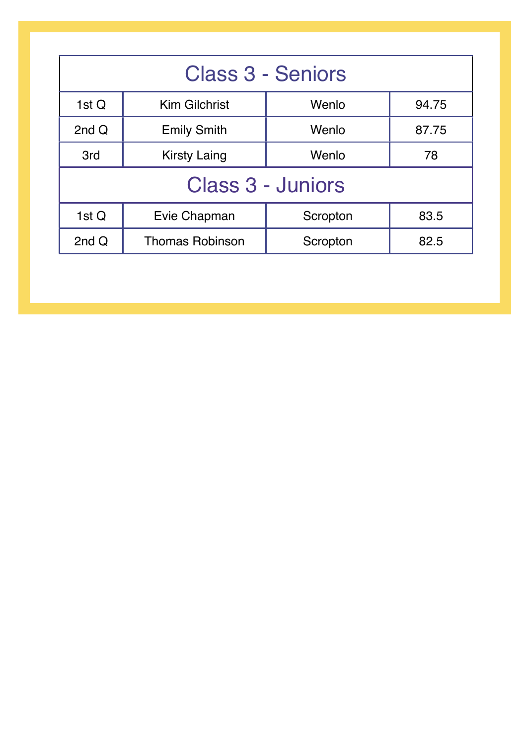| Class 3 - Seniors | | | |
|---|---|---|---|
| 1st Q | Kim Gilchrist | Wenlo | 94.75 |
| 2nd Q | Emily Smith | Wenlo | 87.75 |
| 3rd | Kirsty Laing | Wenlo | 78 |
| **Class 3 - Juniors** | | | |
| 1st Q | Evie Chapman | Scropton | 83.5 |
| 2nd Q | Thomas Robinson | Scropton | 82.5 |